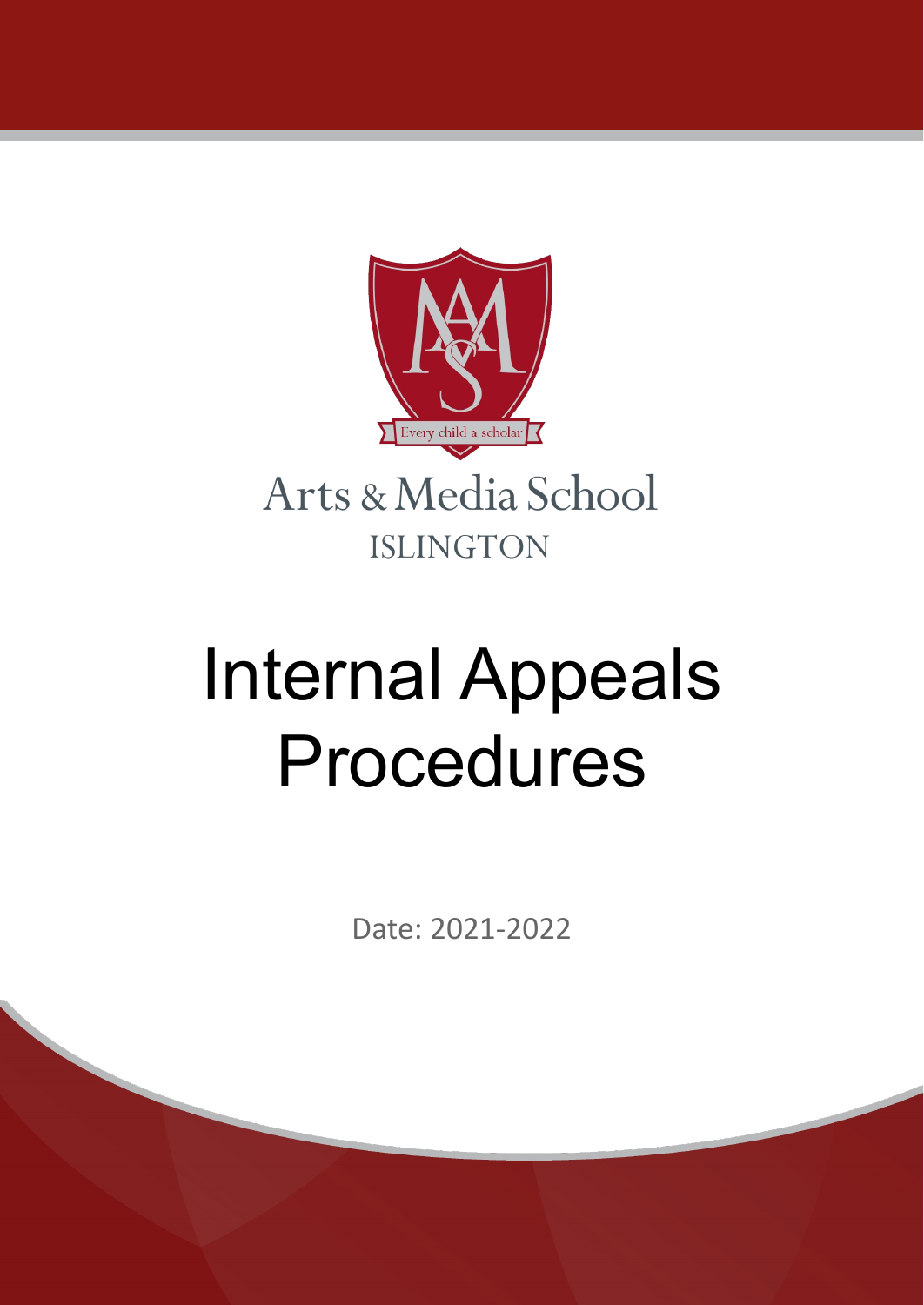Every child a scholar

Arts & Media School

ISLINGTON

# Internal Appeals Procedures

Date: 2021-2022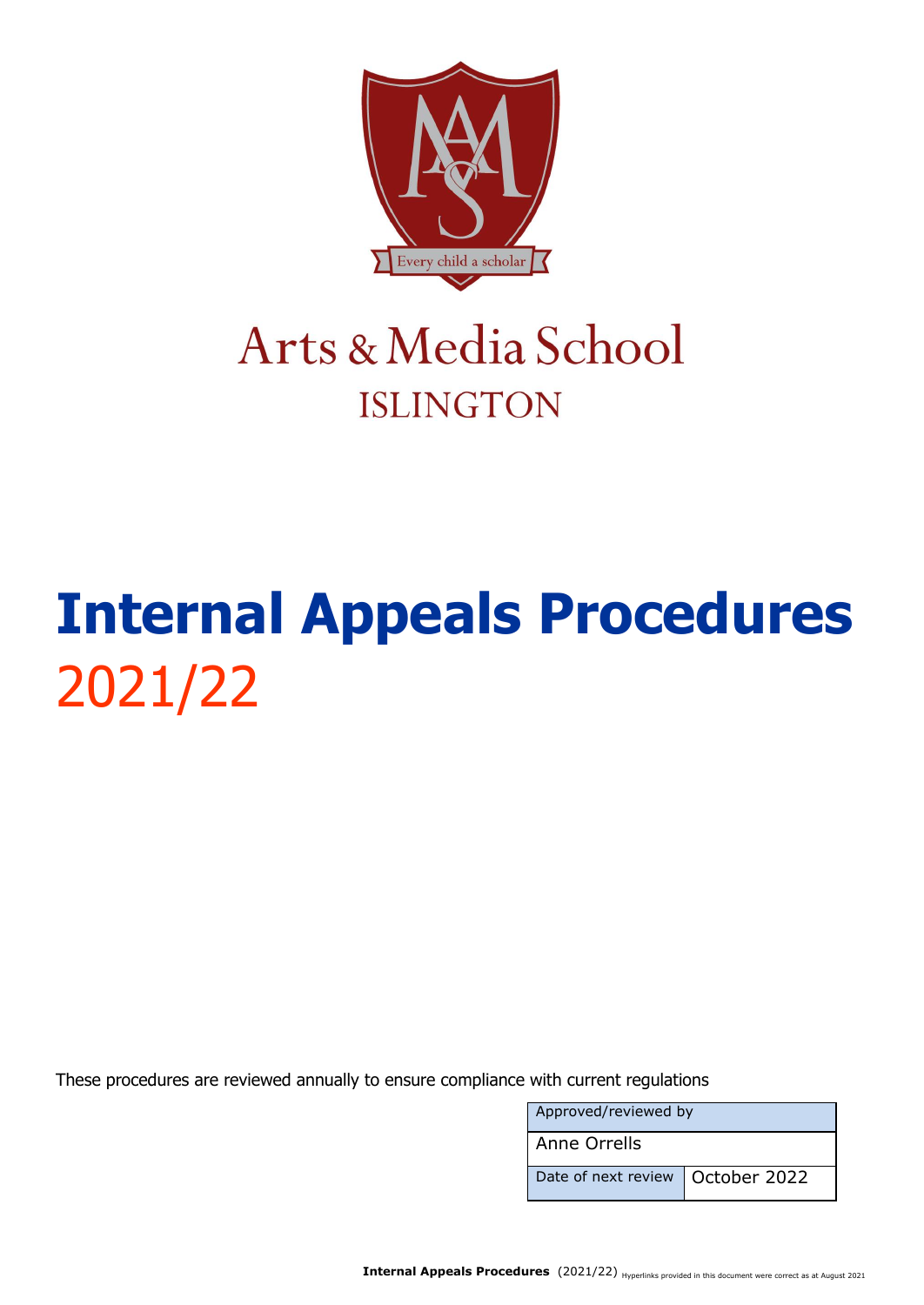Arts & Media School
ISLINGTON

# Internal Appeals Procedures 2021/22

These procedures are reviewed annually to ensure compliance with current regulations

| Approved/reviewed by | |
|---|---|
| Anne Orrells | |
| Date of next review | October 2022 |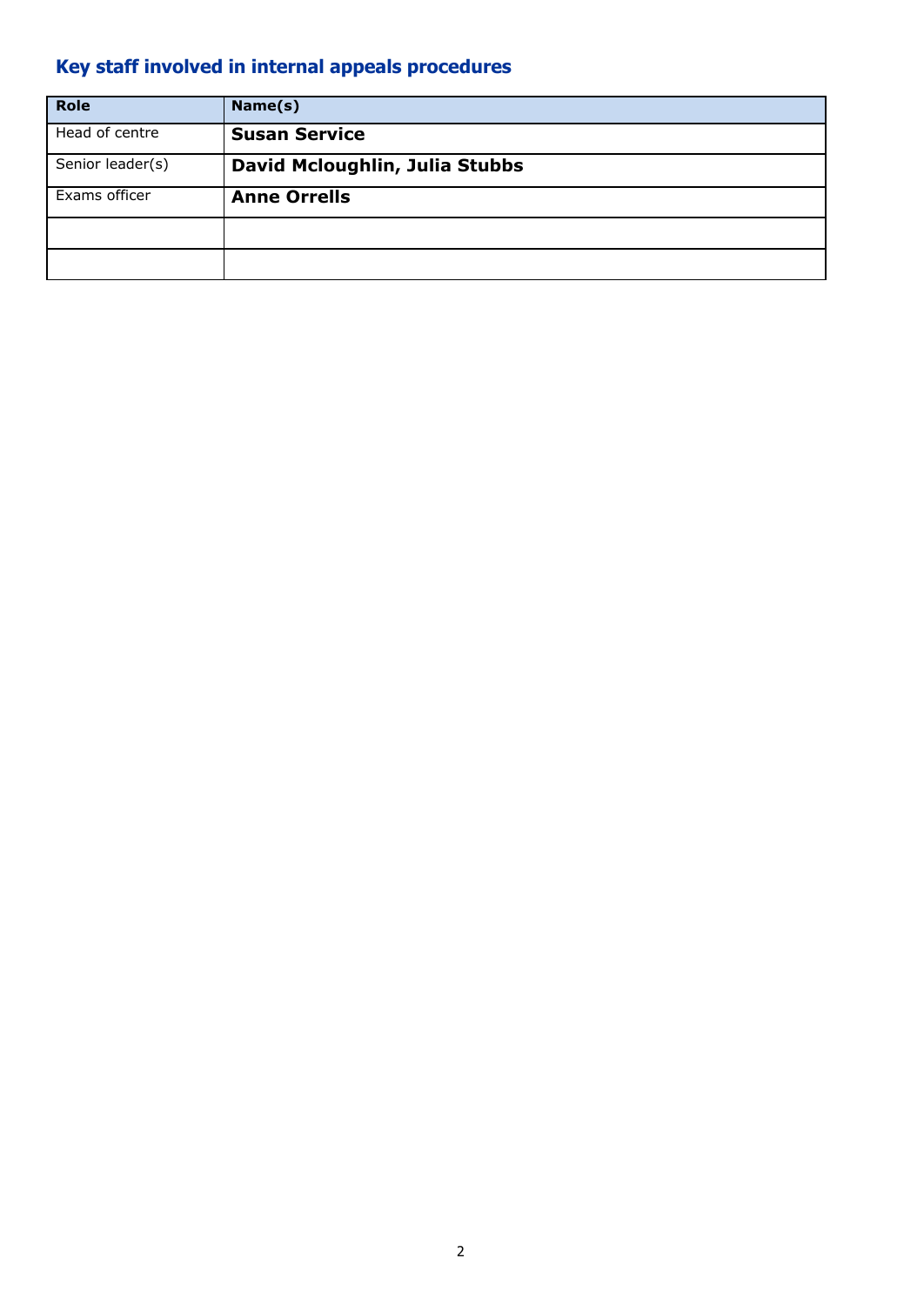## Key staff involved in internal appeals procedures

| Role | Name(s) |
| --- | --- |
| Head of centre | **Susan Service** |
| Senior leader(s) | **David Mcloughlin, Julia Stubbs** |
| Exams officer | **Anne Orrells** |
| | |
| | |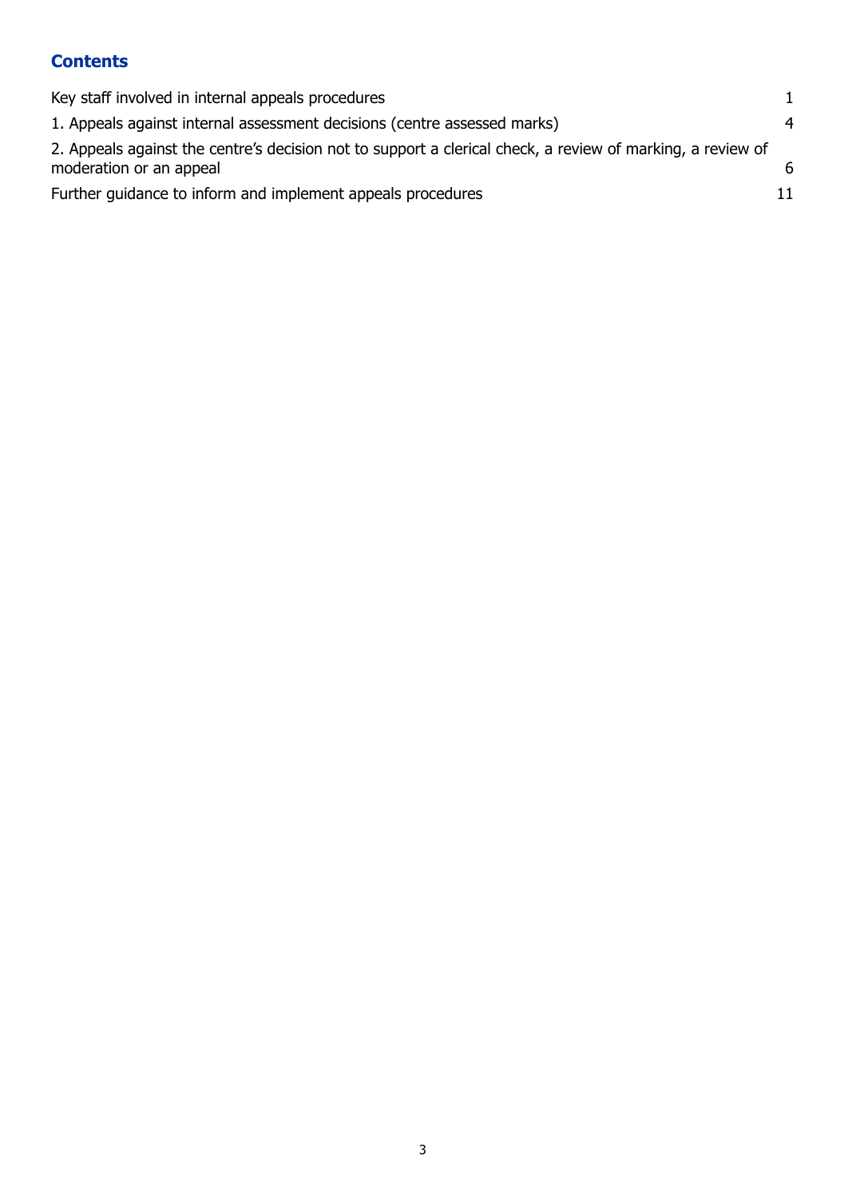## Contents

| | |
|---|---|
| Key staff involved in internal appeals procedures | 1 |
| 1. Appeals against internal assessment decisions (centre assessed marks) | 4 |
| 2. Appeals against the centre's decision not to support a clerical check, a review of marking, a review of moderation or an appeal | 6 |
| Further guidance to inform and implement appeals procedures | 11 |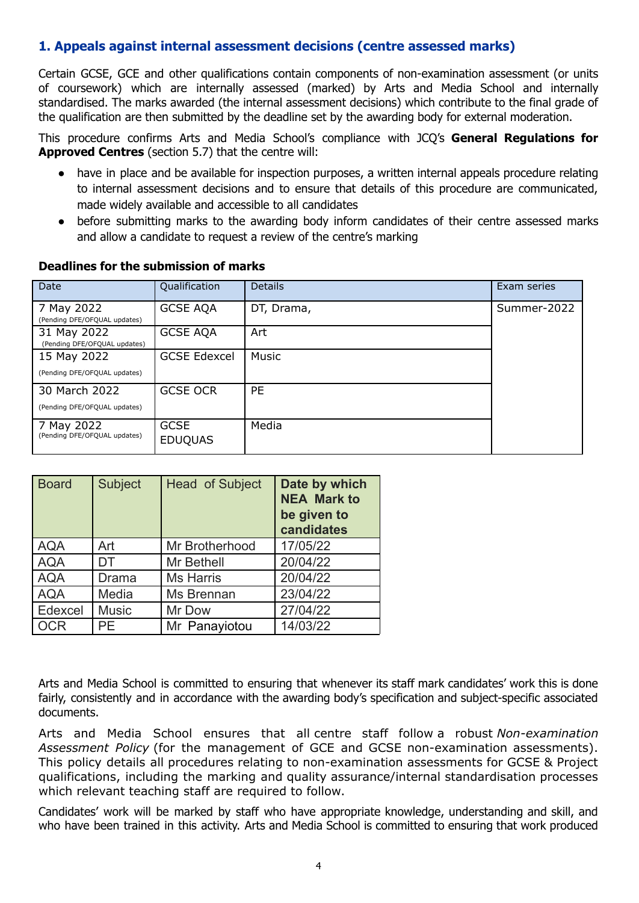## 1. Appeals against internal assessment decisions (centre assessed marks)

Certain GCSE, GCE and other qualifications contain components of non-examination assessment (or units of coursework) which are internally assessed (marked) by Arts and Media School and internally standardised. The marks awarded (the internal assessment decisions) which contribute to the final grade of the qualification are then submitted by the deadline set by the awarding body for external moderation.

This procedure confirms Arts and Media School's compliance with JCQ's **General Regulations for Approved Centres** (section 5.7) that the centre will:

- have in place and be available for inspection purposes, a written internal appeals procedure relating to internal assessment decisions and to ensure that details of this procedure are communicated, made widely available and accessible to all candidates
- before submitting marks to the awarding body inform candidates of their centre assessed marks and allow a candidate to request a review of the centre's marking

**Deadlines for the submission of marks**

| Date | Qualification | Details | Exam series |
|---|---|---|---|
| 7 May 2022 (Pending DFE/OFQUAL updates) | GCSE AQA | DT, Drama, | Summer-2022 |
| 31 May 2022 (Pending DFE/OFQUAL updates) | GCSE AQA | Art | |
| 15 May 2022 (Pending DFE/OFQUAL updates) | GCSE Edexcel | Music | |
| 30 March 2022 (Pending DFE/OFQUAL updates) | GCSE OCR | PE | |
| 7 May 2022 (Pending DFE/OFQUAL updates) | GCSE EDUQUAS | Media | |

| Board | Subject | Head of Subject | **Date by which NEA Mark to be given to candidates** |
|---|---|---|---|
| AQA | Art | Mr Brotherhood | 17/05/22 |
| AQA | DT | Mr Bethell | 20/04/22 |
| AQA | Drama | Ms Harris | 20/04/22 |
| AQA | Media | Ms Brennan | 23/04/22 |
| Edexcel | Music | Mr Dow | 27/04/22 |
| OCR | PE | Mr Panayiotou | 14/03/22 |

Arts and Media School is committed to ensuring that whenever its staff mark candidates' work this is done fairly, consistently and in accordance with the awarding body's specification and subject-specific associated documents.

Arts and Media School ensures that all centre staff follow a robust *Non-examination Assessment Policy* (for the management of GCE and GCSE non-examination assessments). This policy details all procedures relating to non-examination assessments for GCSE & Project qualifications, including the marking and quality assurance/internal standardisation processes which relevant teaching staff are required to follow.

Candidates' work will be marked by staff who have appropriate knowledge, understanding and skill, and who have been trained in this activity. Arts and Media School is committed to ensuring that work produced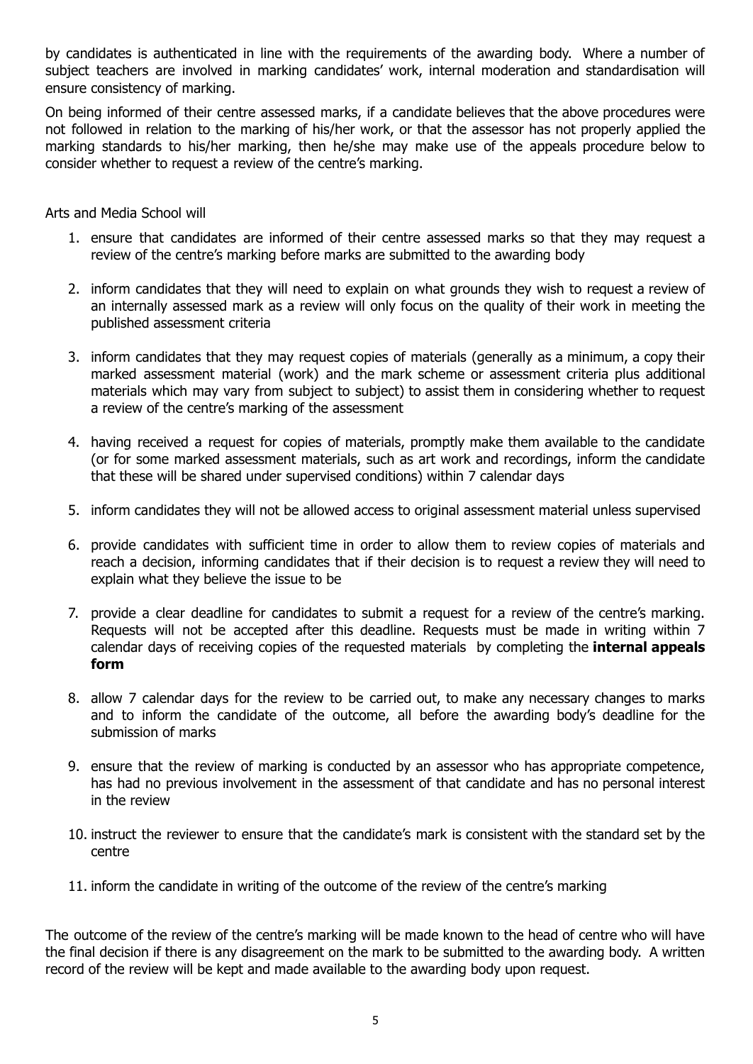by candidates is authenticated in line with the requirements of the awarding body. Where a number of subject teachers are involved in marking candidates' work, internal moderation and standardisation will ensure consistency of marking.

On being informed of their centre assessed marks, if a candidate believes that the above procedures were not followed in relation to the marking of his/her work, or that the assessor has not properly applied the marking standards to his/her marking, then he/she may make use of the appeals procedure below to consider whether to request a review of the centre's marking.

Arts and Media School will

1. ensure that candidates are informed of their centre assessed marks so that they may request a review of the centre's marking before marks are submitted to the awarding body
2. inform candidates that they will need to explain on what grounds they wish to request a review of an internally assessed mark as a review will only focus on the quality of their work in meeting the published assessment criteria
3. inform candidates that they may request copies of materials (generally as a minimum, a copy their marked assessment material (work) and the mark scheme or assessment criteria plus additional materials which may vary from subject to subject) to assist them in considering whether to request a review of the centre's marking of the assessment
4. having received a request for copies of materials, promptly make them available to the candidate (or for some marked assessment materials, such as art work and recordings, inform the candidate that these will be shared under supervised conditions) within 7 calendar days
5. inform candidates they will not be allowed access to original assessment material unless supervised
6. provide candidates with sufficient time in order to allow them to review copies of materials and reach a decision, informing candidates that if their decision is to request a review they will need to explain what they believe the issue to be
7. provide a clear deadline for candidates to submit a request for a review of the centre's marking. Requests will not be accepted after this deadline. Requests must be made in writing within 7 calendar days of receiving copies of the requested materials by completing the **internal appeals form**
8. allow 7 calendar days for the review to be carried out, to make any necessary changes to marks and to inform the candidate of the outcome, all before the awarding body's deadline for the submission of marks
9. ensure that the review of marking is conducted by an assessor who has appropriate competence, has had no previous involvement in the assessment of that candidate and has no personal interest in the review
10. instruct the reviewer to ensure that the candidate's mark is consistent with the standard set by the centre
11. inform the candidate in writing of the outcome of the review of the centre's marking

The outcome of the review of the centre's marking will be made known to the head of centre who will have the final decision if there is any disagreement on the mark to be submitted to the awarding body. A written record of the review will be kept and made available to the awarding body upon request.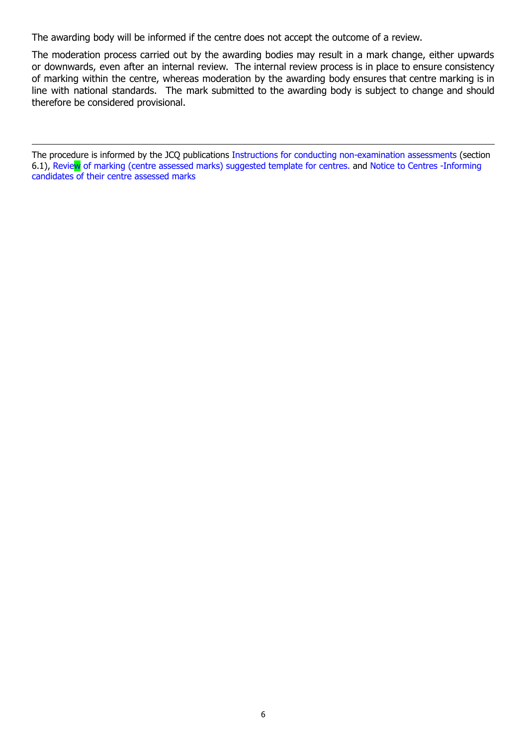The awarding body will be informed if the centre does not accept the outcome of a review.

The moderation process carried out by the awarding bodies may result in a mark change, either upwards or downwards, even after an internal review. The internal review process is in place to ensure consistency of marking within the centre, whereas moderation by the awarding body ensures that centre marking is in line with national standards. The mark submitted to the awarding body is subject to change and should therefore be considered provisional.

---

The procedure is informed by the JCQ publications Instructions for conducting non-examination assessments (section 6.1), Review of marking (centre assessed marks) suggested template for centres. and Notice to Centres -Informing candidates of their centre assessed marks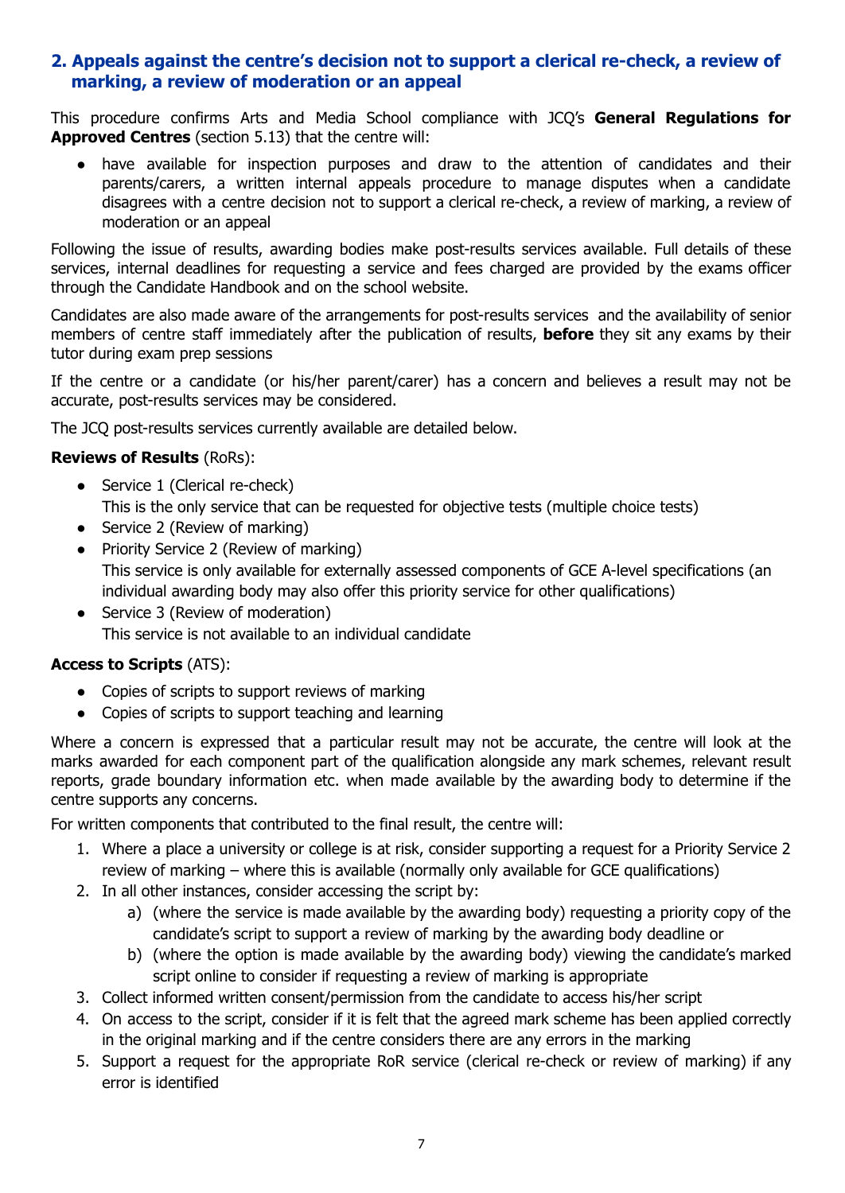## 2. Appeals against the centre's decision not to support a clerical re-check, a review of marking, a review of moderation or an appeal

This procedure confirms Arts and Media School compliance with JCQ's **General Regulations for Approved Centres** (section 5.13) that the centre will:

- have available for inspection purposes and draw to the attention of candidates and their parents/carers, a written internal appeals procedure to manage disputes when a candidate disagrees with a centre decision not to support a clerical re-check, a review of marking, a review of moderation or an appeal

Following the issue of results, awarding bodies make post-results services available. Full details of these services, internal deadlines for requesting a service and fees charged are provided by the exams officer through the Candidate Handbook and on the school website.

Candidates are also made aware of the arrangements for post-results services and the availability of senior members of centre staff immediately after the publication of results, **before** they sit any exams by their tutor during exam prep sessions

If the centre or a candidate (or his/her parent/carer) has a concern and believes a result may not be accurate, post-results services may be considered.

The JCQ post-results services currently available are detailed below.

**Reviews of Results** (RoRs):

- Service 1 (Clerical re-check)
  This is the only service that can be requested for objective tests (multiple choice tests)
- Service 2 (Review of marking)
- Priority Service 2 (Review of marking)
  This service is only available for externally assessed components of GCE A-level specifications (an individual awarding body may also offer this priority service for other qualifications)
- Service 3 (Review of moderation)
  This service is not available to an individual candidate

**Access to Scripts** (ATS):

- Copies of scripts to support reviews of marking
- Copies of scripts to support teaching and learning

Where a concern is expressed that a particular result may not be accurate, the centre will look at the marks awarded for each component part of the qualification alongside any mark schemes, relevant result reports, grade boundary information etc. when made available by the awarding body to determine if the centre supports any concerns.

For written components that contributed to the final result, the centre will:

1. Where a place a university or college is at risk, consider supporting a request for a Priority Service 2 review of marking – where this is available (normally only available for GCE qualifications)
2. In all other instances, consider accessing the script by:
   a) (where the service is made available by the awarding body) requesting a priority copy of the candidate's script to support a review of marking by the awarding body deadline or
   b) (where the option is made available by the awarding body) viewing the candidate's marked script online to consider if requesting a review of marking is appropriate
3. Collect informed written consent/permission from the candidate to access his/her script
4. On access to the script, consider if it is felt that the agreed mark scheme has been applied correctly in the original marking and if the centre considers there are any errors in the marking
5. Support a request for the appropriate RoR service (clerical re-check or review of marking) if any error is identified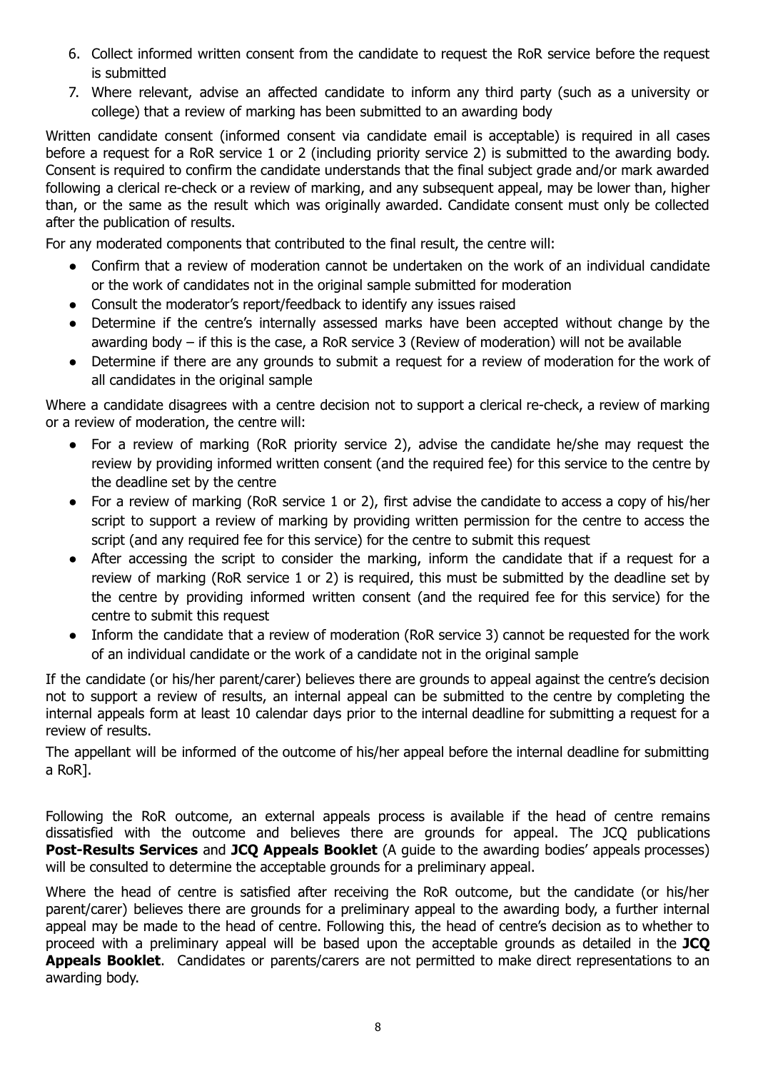6. Collect informed written consent from the candidate to request the RoR service before the request is submitted
7. Where relevant, advise an affected candidate to inform any third party (such as a university or college) that a review of marking has been submitted to an awarding body

Written candidate consent (informed consent via candidate email is acceptable) is required in all cases before a request for a RoR service 1 or 2 (including priority service 2) is submitted to the awarding body. Consent is required to confirm the candidate understands that the final subject grade and/or mark awarded following a clerical re-check or a review of marking, and any subsequent appeal, may be lower than, higher than, or the same as the result which was originally awarded. Candidate consent must only be collected after the publication of results.

For any moderated components that contributed to the final result, the centre will:

- Confirm that a review of moderation cannot be undertaken on the work of an individual candidate or the work of candidates not in the original sample submitted for moderation
- Consult the moderator's report/feedback to identify any issues raised
- Determine if the centre's internally assessed marks have been accepted without change by the awarding body – if this is the case, a RoR service 3 (Review of moderation) will not be available
- Determine if there are any grounds to submit a request for a review of moderation for the work of all candidates in the original sample

Where a candidate disagrees with a centre decision not to support a clerical re-check, a review of marking or a review of moderation, the centre will:

- For a review of marking (RoR priority service 2), advise the candidate he/she may request the review by providing informed written consent (and the required fee) for this service to the centre by the deadline set by the centre
- For a review of marking (RoR service 1 or 2), first advise the candidate to access a copy of his/her script to support a review of marking by providing written permission for the centre to access the script (and any required fee for this service) for the centre to submit this request
- After accessing the script to consider the marking, inform the candidate that if a request for a review of marking (RoR service 1 or 2) is required, this must be submitted by the deadline set by the centre by providing informed written consent (and the required fee for this service) for the centre to submit this request
- Inform the candidate that a review of moderation (RoR service 3) cannot be requested for the work of an individual candidate or the work of a candidate not in the original sample

If the candidate (or his/her parent/carer) believes there are grounds to appeal against the centre's decision not to support a review of results, an internal appeal can be submitted to the centre by completing the internal appeals form at least 10 calendar days prior to the internal deadline for submitting a request for a review of results.

The appellant will be informed of the outcome of his/her appeal before the internal deadline for submitting a RoR].

Following the RoR outcome, an external appeals process is available if the head of centre remains dissatisfied with the outcome and believes there are grounds for appeal. The JCQ publications **Post-Results Services** and **JCQ Appeals Booklet** (A guide to the awarding bodies' appeals processes) will be consulted to determine the acceptable grounds for a preliminary appeal.

Where the head of centre is satisfied after receiving the RoR outcome, but the candidate (or his/her parent/carer) believes there are grounds for a preliminary appeal to the awarding body, a further internal appeal may be made to the head of centre. Following this, the head of centre's decision as to whether to proceed with a preliminary appeal will be based upon the acceptable grounds as detailed in the **JCQ Appeals Booklet**. Candidates or parents/carers are not permitted to make direct representations to an awarding body.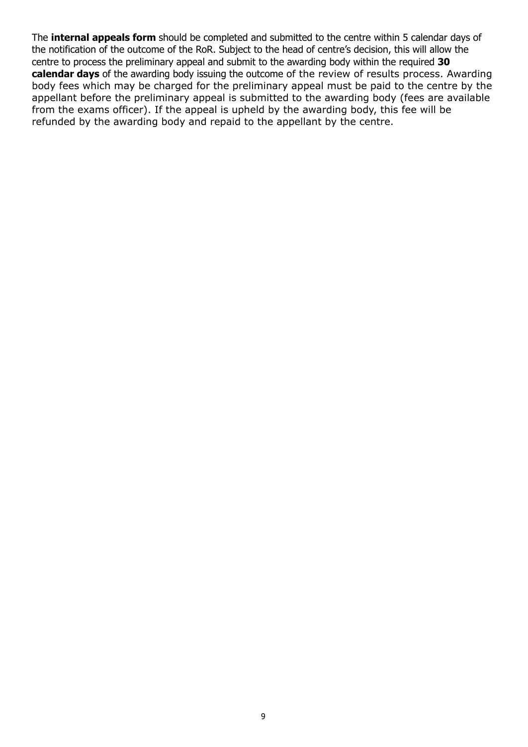The **internal appeals form** should be completed and submitted to the centre within 5 calendar days of the notification of the outcome of the RoR. Subject to the head of centre's decision, this will allow the centre to process the preliminary appeal and submit to the awarding body within the required **30 calendar days** of the awarding body issuing the outcome of the review of results process. Awarding body fees which may be charged for the preliminary appeal must be paid to the centre by the appellant before the preliminary appeal is submitted to the awarding body (fees are available from the exams officer). If the appeal is upheld by the awarding body, this fee will be refunded by the awarding body and repaid to the appellant by the centre.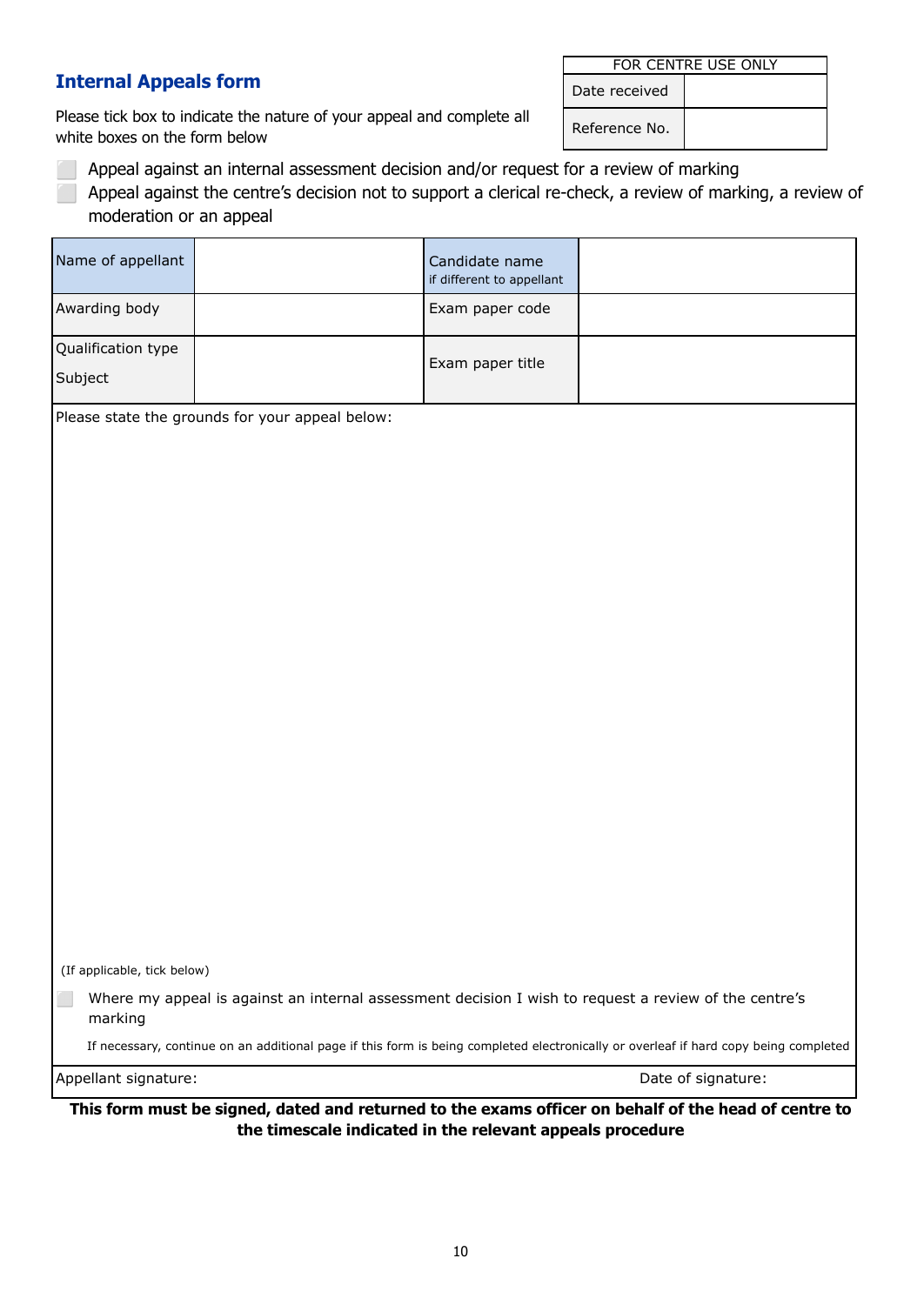## Internal Appeals form

| FOR CENTRE USE ONLY | |
|---|---|
| Date received | |
| Reference No. | |

Please tick box to indicate the nature of your appeal and complete all white boxes on the form below

- ☐ Appeal against an internal assessment decision and/or request for a review of marking
- ☐ Appeal against the centre's decision not to support a clerical re-check, a review of marking, a review of moderation or an appeal

| Name of appellant | | Candidate name if different to appellant | |
|---|---|---|---|
| Awarding body | | Exam paper code | |
| Qualification type Subject | | Exam paper title | |

Please state the grounds for your appeal below:

(If applicable, tick below)

☐ Where my appeal is against an internal assessment decision I wish to request a review of the centre's marking

If necessary, continue on an additional page if this form is being completed electronically or overleaf if hard copy being completed

Appellant signature: Date of signature:

**This form must be signed, dated and returned to the exams officer on behalf of the head of centre to the timescale indicated in the relevant appeals procedure**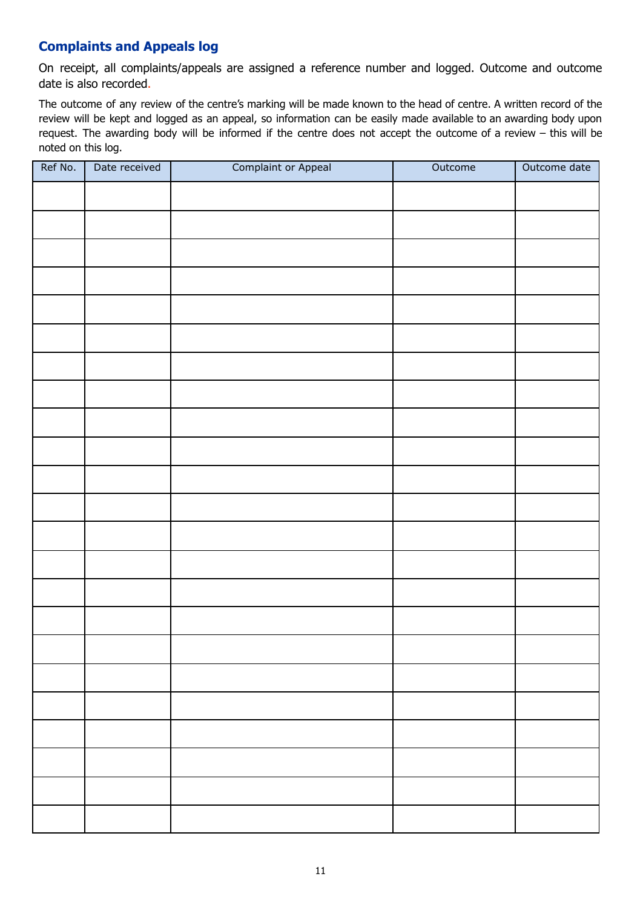## Complaints and Appeals log

On receipt, all complaints/appeals are assigned a reference number and logged. Outcome and outcome date is also recorded.

The outcome of any review of the centre's marking will be made known to the head of centre. A written record of the review will be kept and logged as an appeal, so information can be easily made available to an awarding body upon request. The awarding body will be informed if the centre does not accept the outcome of a review – this will be noted on this log.

| Ref No. | Date received | Complaint or Appeal | Outcome | Outcome date |
|---|---|---|---|---|
| | | | | |
| | | | | |
| | | | | |
| | | | | |
| | | | | |
| | | | | |
| | | | | |
| | | | | |
| | | | | |
| | | | | |
| | | | | |
| | | | | |
| | | | | |
| | | | | |
| | | | | |
| | | | | |
| | | | | |
| | | | | |
| | | | | |
| | | | | |
| | | | | |
| | | | | |
| | | | | |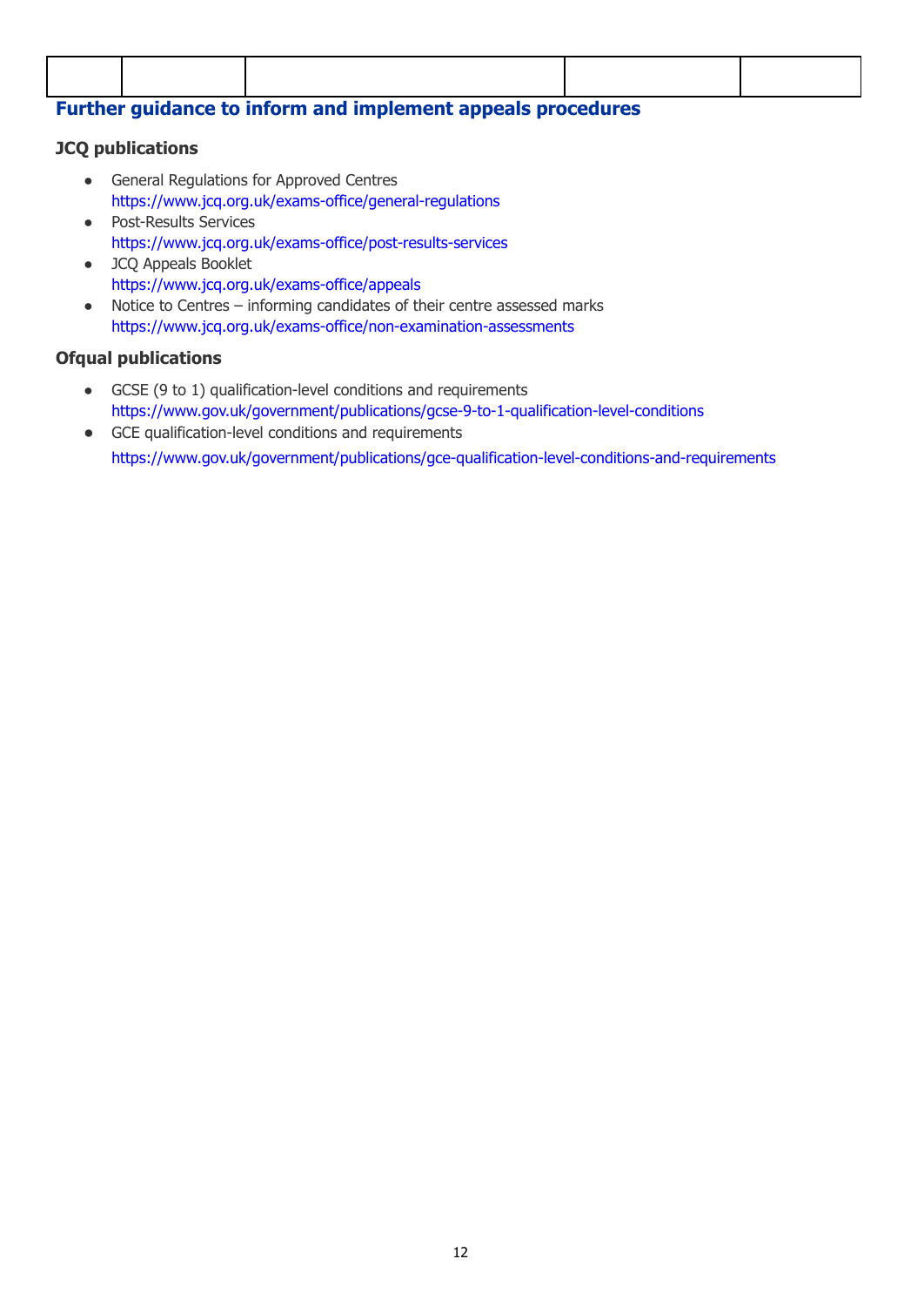| | | | | |
|---|---|---|---|---|
| | | | | |

## Further guidance to inform and implement appeals procedures

### JCQ publications

- General Regulations for Approved Centres
  https://www.jcq.org.uk/exams-office/general-regulations
- Post-Results Services
  https://www.jcq.org.uk/exams-office/post-results-services
- JCQ Appeals Booklet
  https://www.jcq.org.uk/exams-office/appeals
- Notice to Centres – informing candidates of their centre assessed marks
  https://www.jcq.org.uk/exams-office/non-examination-assessments

### Ofqual publications

- GCSE (9 to 1) qualification-level conditions and requirements
  https://www.gov.uk/government/publications/gcse-9-to-1-qualification-level-conditions
- GCE qualification-level conditions and requirements
  https://www.gov.uk/government/publications/gce-qualification-level-conditions-and-requirements